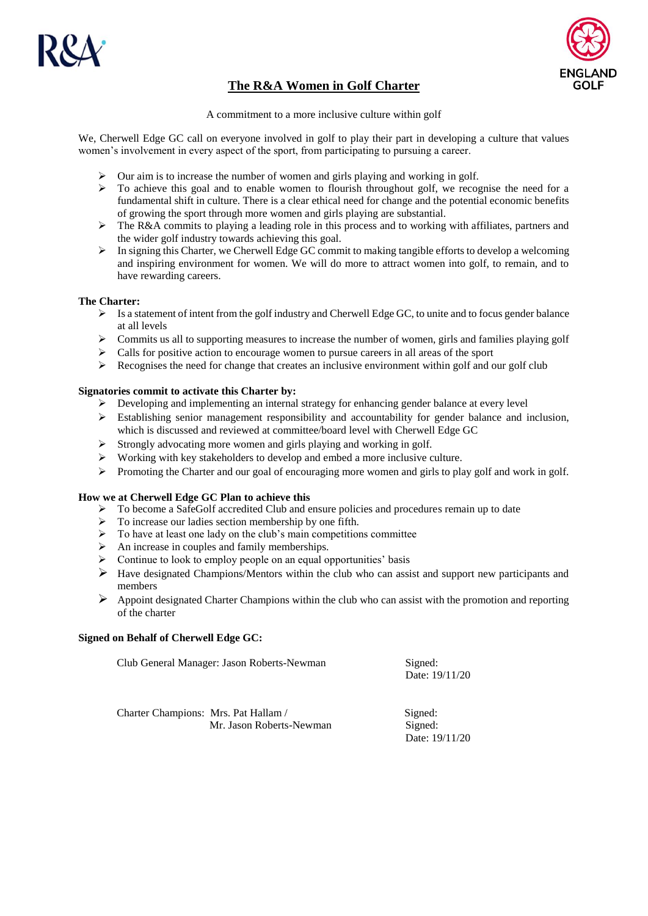# The R&A Women in Golf Charter

A commitment to a more inclusive culture within golf

We, Cherwell Edge GC call on everyone involved in golf to play their part in developing a culture that values women's involvement in every aspect of the sport, from participating to pursuing a career.

- Our aim is to increase the number of women and girls playing and working in golf.
- To achieve this goal and to enable women to flourish throughout golf, we recognise the need for a fundamental shift in culture. There is a clear ethical need for change and the potential economic benefits of growing the sport through more women and girls playing are substantial.
- The R&A commits to playing a leading role in this process and to working with affiliates, partners and the wider golf industry towards achieving this goal.
- In signing this Charter, we Cherwell Edge GC commit to making tangible efforts to develop a welcoming and inspiring environment for women. We will do more to attract women into golf, to remain, and to have rewarding careers.

**The Charter:**

- Is a statement of intent from the golf industry and Cherwell Edge GC, to unite and to focus gender balance at all levels
- Commits us all to supporting measures to increase the number of women, girls and families playing golf
- Calls for positive action to encourage women to pursue careers in all areas of the sport
- Recognises the need for change that creates an inclusive environment within golf and our golf club

**Signatories commit to activate this Charter by:**

- Developing and implementing an internal strategy for enhancing gender balance at every level
- Establishing senior management responsibility and accountability for gender balance and inclusion, which is discussed and reviewed at committee/board level with Cherwell Edge GC
- Strongly advocating more women and girls playing and working in golf.
- Working with key stakeholders to develop and embed a more inclusive culture.
- Promoting the Charter and our goal of encouraging more women and girls to play golf and work in golf.

**How we at Cherwell Edge GC Plan to achieve this**

- To become a SafeGolf accredited Club and ensure policies and procedures remain up to date
- To increase our ladies section membership by one fifth.
- To have at least one lady on the club's main competitions committee
- An increase in couples and family memberships.
- Continue to look to employ people on an equal opportunities' basis
- Have designated Champions/Mentors within the club who can assist and support new participants and members
- Appoint designated Charter Champions within the club who can assist with the promotion and reporting of the charter

**Signed on Behalf of Cherwell Edge GC:**

Club General Manager: Jason Roberts-Newman

Signed:
Date: 19/11/20

Charter Champions: Mrs. Pat Hallam /
Mr. Jason Roberts-Newman

Signed:
Signed:
Date: 19/11/20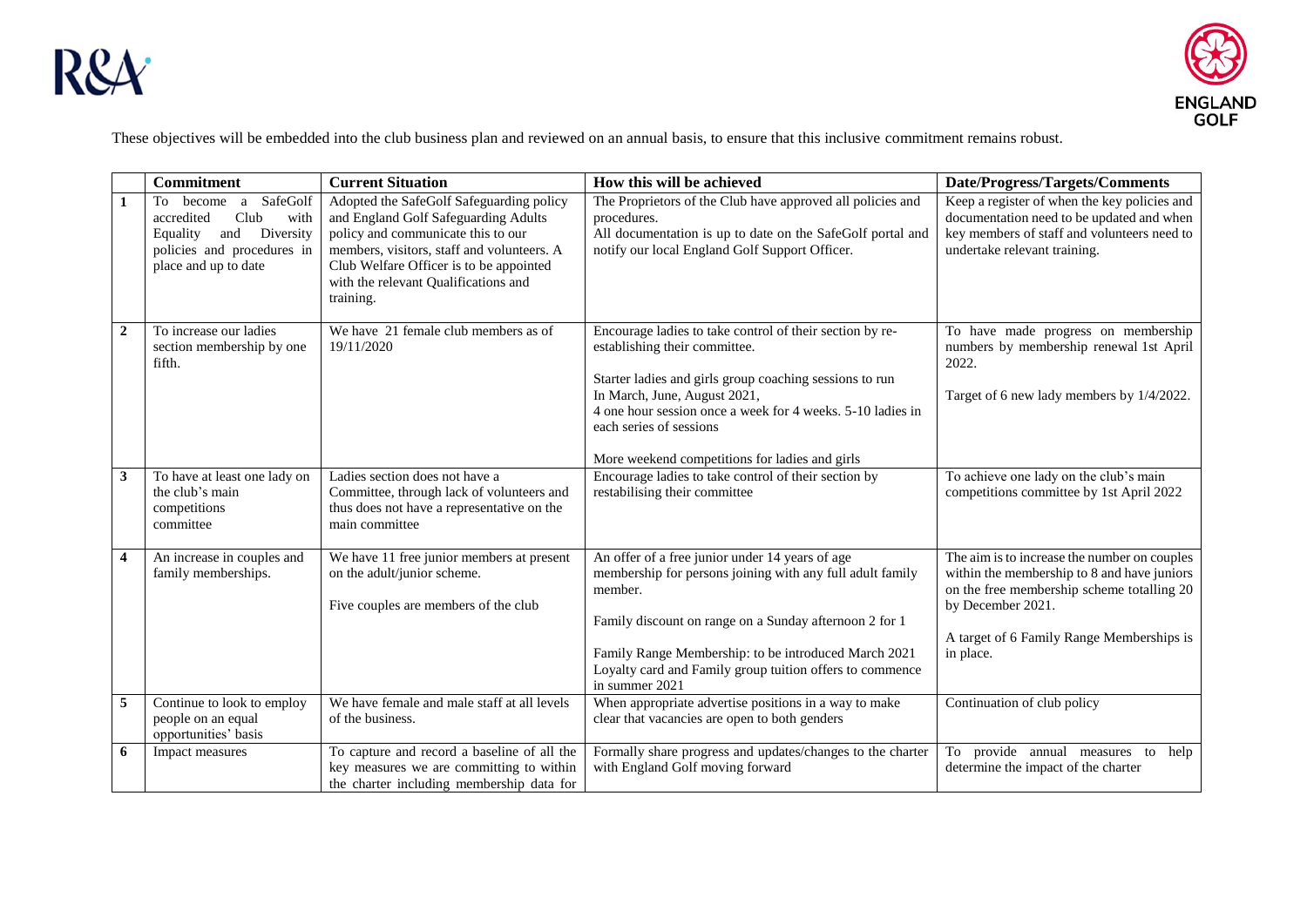These objectives will be embedded into the club business plan and reviewed on an annual basis, to ensure that this inclusive commitment remains robust.

| | Commitment | Current Situation | How this will be achieved | Date/Progress/Targets/Comments |
|---|---|---|---|---|
| 1 | To become a SafeGolf accredited Club with Equality and Diversity policies and procedures in place and up to date | Adopted the SafeGolf Safeguarding policy and England Golf Safeguarding Adults policy and communicate this to our members, visitors, staff and volunteers. A Club Welfare Officer is to be appointed with the relevant Qualifications and training. | The Proprietors of the Club have approved all policies and procedures.<br>All documentation is up to date on the SafeGolf portal and notify our local England Golf Support Officer. | Keep a register of when the key policies and documentation need to be updated and when key members of staff and volunteers need to undertake relevant training. |
| 2 | To increase our ladies section membership by one fifth. | We have 21 female club members as of 19/11/2020 | Encourage ladies to take control of their section by re-establishing their committee.<br><br>Starter ladies and girls group coaching sessions to run In March, June, August 2021,<br>4 one hour session once a week for 4 weeks. 5-10 ladies in each series of sessions<br><br>More weekend competitions for ladies and girls | To have made progress on membership numbers by membership renewal 1st April 2022.<br><br>Target of 6 new lady members by 1/4/2022. |
| 3 | To have at least one lady on the club's main competitions committee | Ladies section does not have a Committee, through lack of volunteers and thus does not have a representative on the main committee | Encourage ladies to take control of their section by restabilising their committee | To achieve one lady on the club's main competitions committee by 1st April 2022 |
| 4 | An increase in couples and family memberships. | We have 11 free junior members at present on the adult/junior scheme.<br><br>Five couples are members of the club | An offer of a free junior under 14 years of age membership for persons joining with any full adult family member.<br><br>Family discount on range on a Sunday afternoon 2 for 1<br><br>Family Range Membership: to be introduced March 2021<br>Loyalty card and Family group tuition offers to commence in summer 2021 | The aim is to increase the number on couples within the membership to 8 and have juniors on the free membership scheme totalling 20 by December 2021.<br><br>A target of 6 Family Range Memberships is in place. |
| 5 | Continue to look to employ people on an equal opportunities' basis | We have female and male staff at all levels of the business. | When appropriate advertise positions in a way to make clear that vacancies are open to both genders | Continuation of club policy |
| 6 | Impact measures | To capture and record a baseline of all the key measures we are committing to within the charter including membership data for | Formally share progress and updates/changes to the charter with England Golf moving forward | To provide annual measures to help determine the impact of the charter |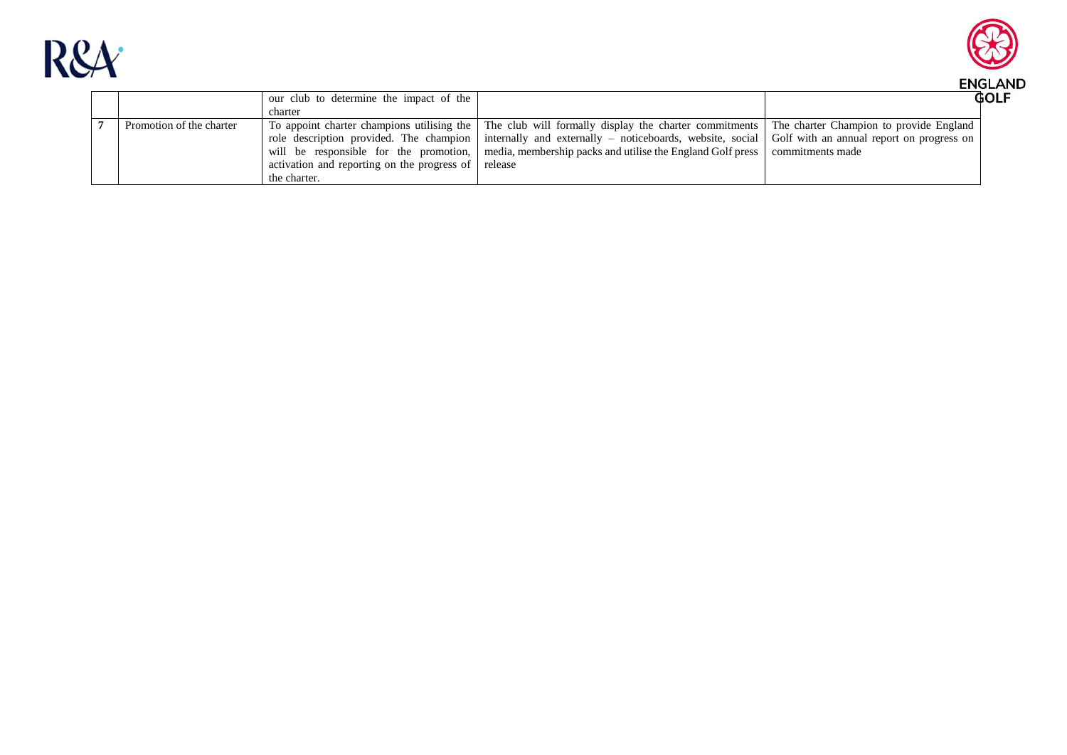| | | | | |
|---|---|---|---|---|
| | | our club to determine the impact of the charter | | |
| 7 | Promotion of the charter | To appoint charter champions utilising the role description provided. The champion will be responsible for the promotion, activation and reporting on the progress of the charter. | The club will formally display the charter commitments internally and externally – noticeboards, website, social media, membership packs and utilise the England Golf press release | The charter Champion to provide England Golf with an annual report on progress on commitments made |